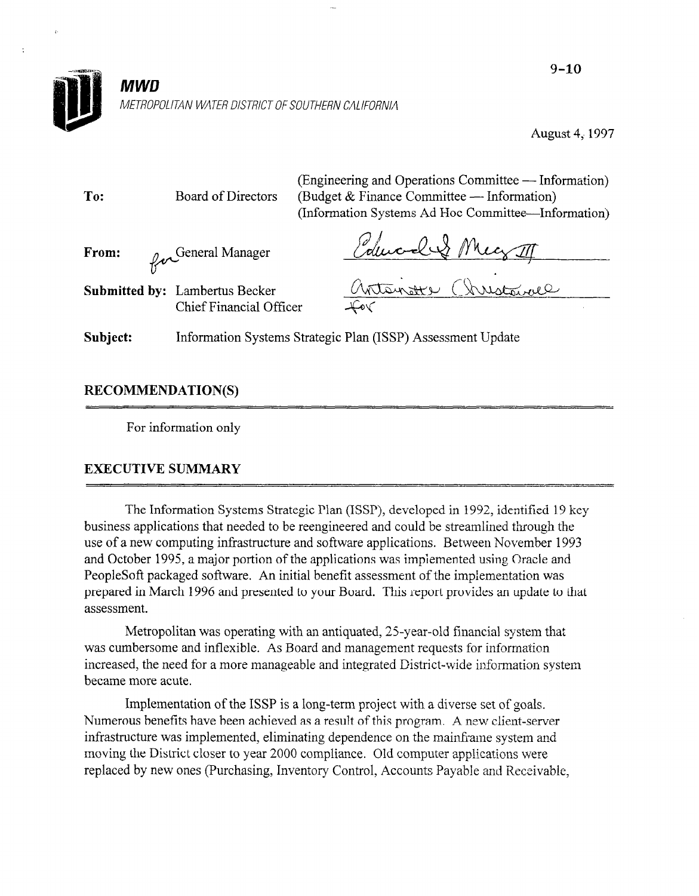# MWD

METROPOLITAN WATER DISTRICT OF SOUTHERN CALIFORNIA

9-10

August 4, 1997

**To:** Board of Directors (Engineering and Operations Committee — Information) (Budget & Finance Committee — Information) (Information Systems Ad Hoc Committee—Information)

**From:** for General Manager — Edward G. Means III

**Submitted by:** Lambertus Becker, Chief Financial Officer — Antoinette Christovale for

**Subject:** Information Systems Strategic Plan (ISSP) Assessment Update

## RECOMMENDATION(S)

For information only

## EXECUTIVE SUMMARY

The Information Systems Strategic Plan (ISSP), developed in 1992, identified 19 key business applications that needed to be reengineered and could be streamlined through the use of a new computing infrastructure and software applications. Between November 1993 and October 1995, a major portion of the applications was implemented using Oracle and PeopleSoft packaged software. An initial benefit assessment of the implementation was prepared in March 1996 and presented to your Board. This report provides an update to that assessment.

Metropolitan was operating with an antiquated, 25-year-old financial system that was cumbersome and inflexible. As Board and management requests for information increased, the need for a more manageable and integrated District-wide information system became more acute.

Implementation of the ISSP is a long-term project with a diverse set of goals. Numerous benefits have been achieved as a result of this program. A new client-server infrastructure was implemented, eliminating dependence on the mainframe system and moving the District closer to year 2000 compliance. Old computer applications were replaced by new ones (Purchasing, Inventory Control, Accounts Payable and Receivable,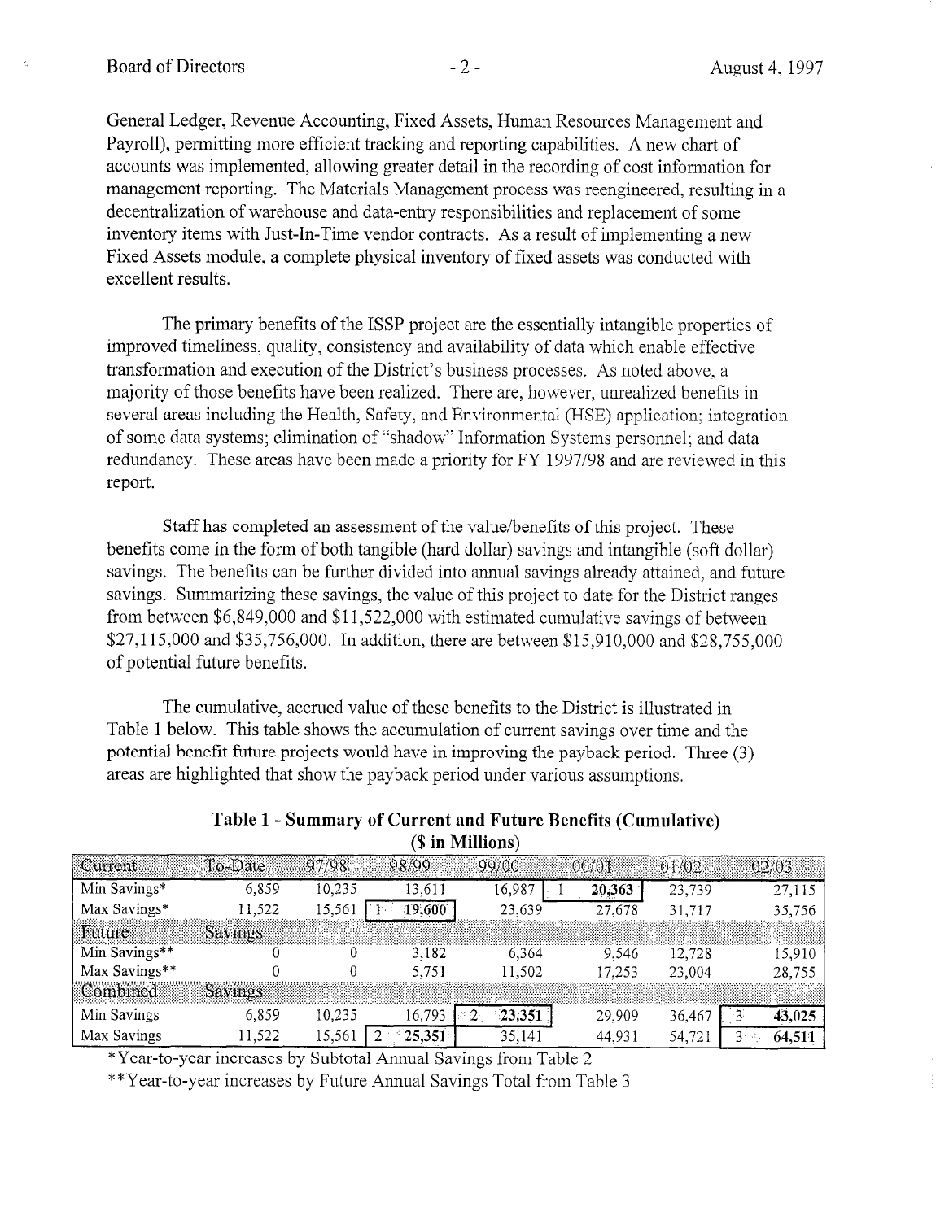General Ledger, Revenue Accounting, Fixed Assets, Human Resources Management and Payroll), permitting more efficient tracking and reporting capabilities. A new chart of accounts was implemented, allowing greater detail in the recording of cost information for management reporting. The Materials Management process was reengineered, resulting in a decentralization of warehouse and data-entry responsibilities and replacement of some inventory items with Just-In-Time vendor contracts. As a result of implementing a new Fixed Assets module, a complete physical inventory of fixed assets was conducted with excellent results.

The primary benefits of the ISSP project are the essentially intangible properties of improved timeliness, quality, consistency and availability of data which enable effective transformation and execution of the District's business processes. As noted above, a majority of those benefits have been realized. There are, however, unrealized benefits in several areas including the Health, Safety, and Environmental (HSE) application; integration of some data systems; elimination of "shadow" Information Systems personnel; and data redundancy. These areas have been made a priority for FY 1997/98 and are reviewed in this report.

Staff has completed an assessment of the value/benefits of this project. These benefits come in the form of both tangible (hard dollar) savings and intangible (soft dollar) savings. The benefits can be further divided into annual savings already attained, and future savings. Summarizing these savings, the value of this project to date for the District ranges from between $6,849,000 and $11,522,000 with estimated cumulative savings of between $27,115,000 and $35,756,000. In addition, there are between $15,910,000 and $28,755,000 of potential future benefits.

The cumulative, accrued value of these benefits to the District is illustrated in Table 1 below. This table shows the accumulation of current savings over time and the potential benefit future projects would have in improving the payback period. Three (3) areas are highlighted that show the payback period under various assumptions.

**Table 1 - Summary of Current and Future Benefits (Cumulative)**
**($ in Millions)**

| Current | To-Date | 97/98 | 98/99 | 99/00 | 00/01 | 01/02 | 02/03 |
|---|---|---|---|---|---|---|---|
| Min Savings* | 6,859 | 10,235 | 13,611 | 16,987 | 1 **20,363** | 23,739 | 27,115 |
| Max Savings* | 11,522 | 15,561 | 1 **19,600** | 23,639 | 27,678 | 31,717 | 35,756 |
| **Future** | **Savings** | | | | | | |
| Min Savings** | 0 | 0 | 3,182 | 6,364 | 9,546 | 12,728 | 15,910 |
| Max Savings** | 0 | 0 | 5,751 | 11,502 | 17,253 | 23,004 | 28,755 |
| **Combined** | **Savings** | | | | | | |
| Min Savings | 6,859 | 10,235 | 16,793 | 2 **23,351** | 29,909 | 36,467 | 3 **43,025** |
| Max Savings | 11,522 | 15,561 | 2 **25,351** | 35,141 | 44,931 | 54,721 | 3 **64,511** |

*Year-to-year increases by Subtotal Annual Savings from Table 2

**Year-to-year increases by Future Annual Savings Total from Table 3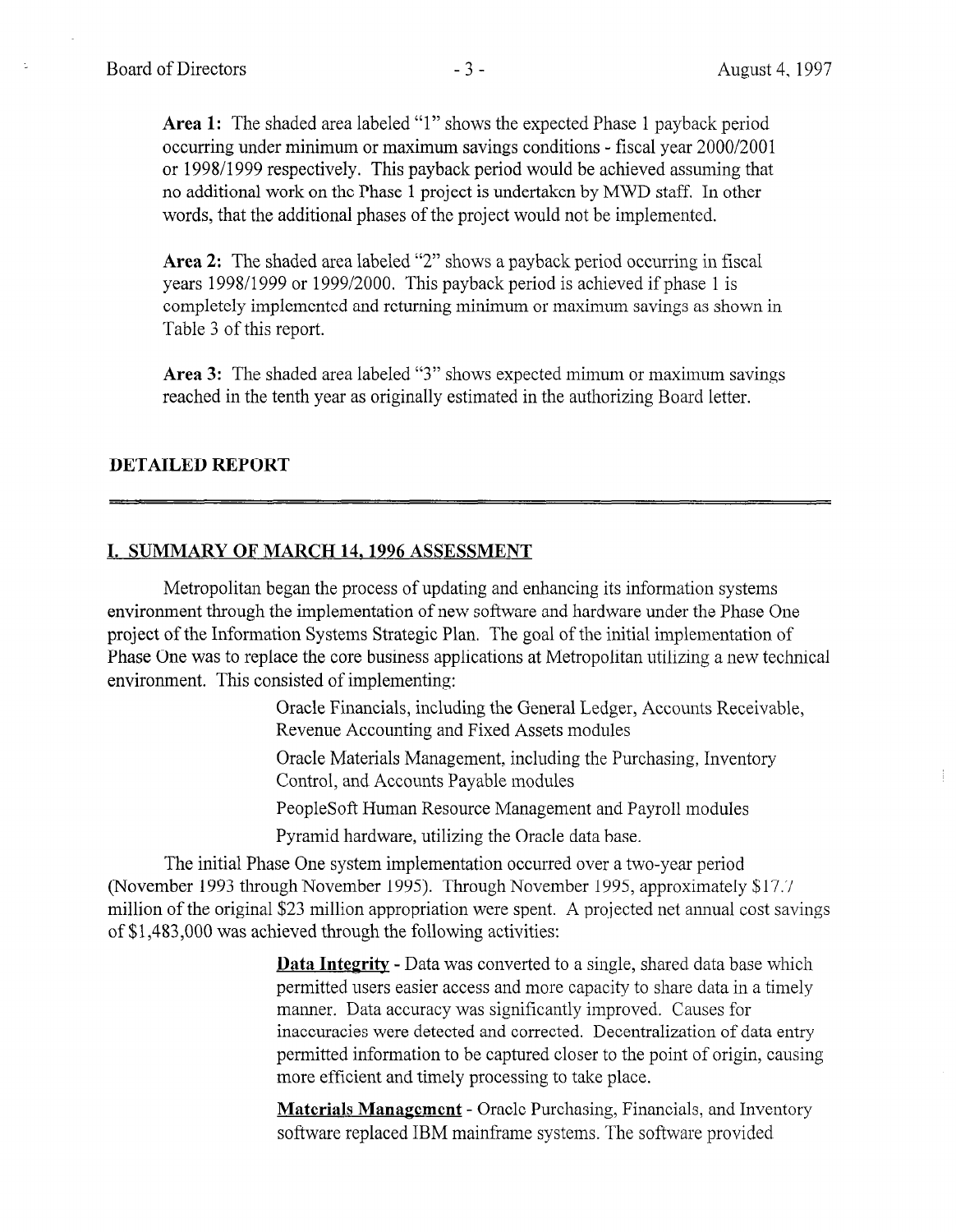**Area 1:** The shaded area labeled "1" shows the expected Phase 1 payback period occurring under minimum or maximum savings conditions - fiscal year 2000/2001 or 1998/1999 respectively. This payback period would be achieved assuming that no additional work on the Phase 1 project is undertaken by MWD staff. In other words, that the additional phases of the project would not be implemented.

**Area 2:** The shaded area labeled "2" shows a payback period occurring in fiscal years 1998/1999 or 1999/2000. This payback period is achieved if phase 1 is completely implemented and returning minimum or maximum savings as shown in Table 3 of this report.

**Area 3:** The shaded area labeled "3" shows expected mimum or maximum savings reached in the tenth year as originally estimated in the authorizing Board letter.

## DETAILED REPORT

### I. SUMMARY OF MARCH 14, 1996 ASSESSMENT

Metropolitan began the process of updating and enhancing its information systems environment through the implementation of new software and hardware under the Phase One project of the Information Systems Strategic Plan. The goal of the initial implementation of Phase One was to replace the core business applications at Metropolitan utilizing a new technical environment. This consisted of implementing:

- Oracle Financials, including the General Ledger, Accounts Receivable, Revenue Accounting and Fixed Assets modules
- Oracle Materials Management, including the Purchasing, Inventory Control, and Accounts Payable modules
- PeopleSoft Human Resource Management and Payroll modules
- Pyramid hardware, utilizing the Oracle data base.

The initial Phase One system implementation occurred over a two-year period (November 1993 through November 1995). Through November 1995, approximately $17.7 million of the original $23 million appropriation were spent. A projected net annual cost savings of $1,483,000 was achieved through the following activities:

**Data Integrity** - Data was converted to a single, shared data base which permitted users easier access and more capacity to share data in a timely manner. Data accuracy was significantly improved. Causes for inaccuracies were detected and corrected. Decentralization of data entry permitted information to be captured closer to the point of origin, causing more efficient and timely processing to take place.

**Materials Management** - Oracle Purchasing, Financials, and Inventory software replaced IBM mainframe systems. The software provided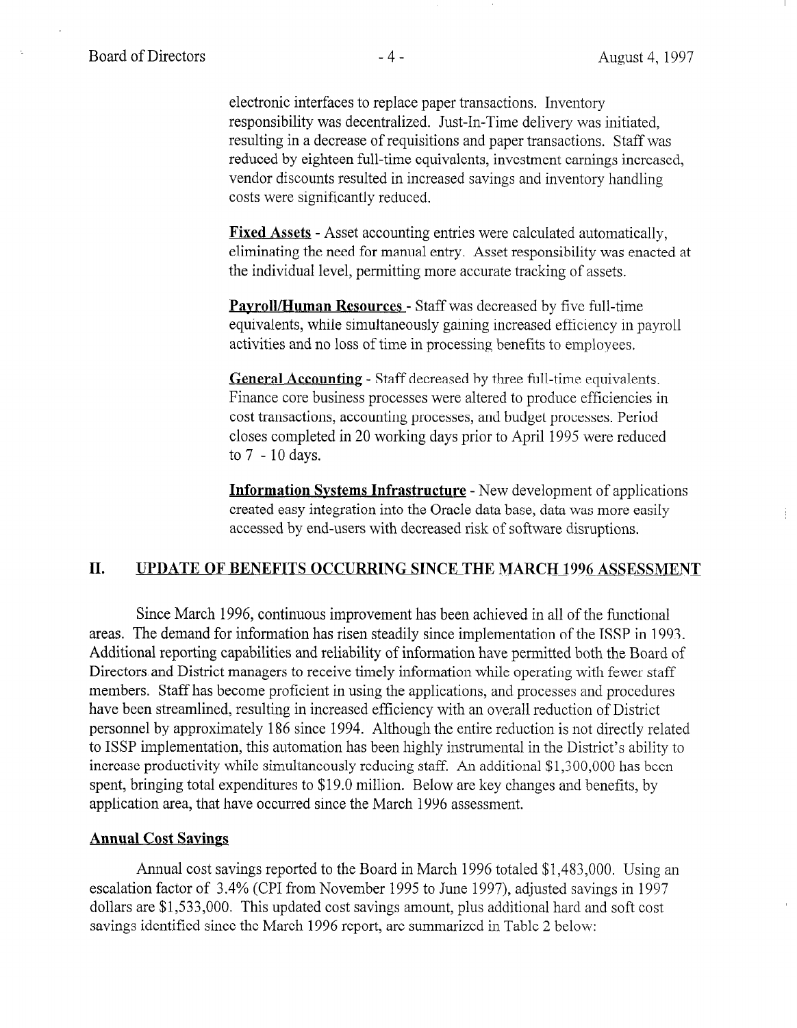electronic interfaces to replace paper transactions. Inventory responsibility was decentralized. Just-In-Time delivery was initiated, resulting in a decrease of requisitions and paper transactions. Staff was reduced by eighteen full-time equivalents, investment earnings increased, vendor discounts resulted in increased savings and inventory handling costs were significantly reduced.

**Fixed Assets** - Asset accounting entries were calculated automatically, eliminating the need for manual entry. Asset responsibility was enacted at the individual level, permitting more accurate tracking of assets.

**Payroll/Human Resources** - Staff was decreased by five full-time equivalents, while simultaneously gaining increased efficiency in payroll activities and no loss of time in processing benefits to employees.

**General Accounting** - Staff decreased by three full-time equivalents. Finance core business processes were altered to produce efficiencies in cost transactions, accounting processes, and budget processes. Period closes completed in 20 working days prior to April 1995 were reduced to 7 - 10 days.

**Information Systems Infrastructure** - New development of applications created easy integration into the Oracle data base, data was more easily accessed by end-users with decreased risk of software disruptions.

## II. UPDATE OF BENEFITS OCCURRING SINCE THE MARCH 1996 ASSESSMENT

Since March 1996, continuous improvement has been achieved in all of the functional areas. The demand for information has risen steadily since implementation of the ISSP in 1993. Additional reporting capabilities and reliability of information have permitted both the Board of Directors and District managers to receive timely information while operating with fewer staff members. Staff has become proficient in using the applications, and processes and procedures have been streamlined, resulting in increased efficiency with an overall reduction of District personnel by approximately 186 since 1994. Although the entire reduction is not directly related to ISSP implementation, this automation has been highly instrumental in the District's ability to increase productivity while simultaneously reducing staff. An additional $1,300,000 has been spent, bringing total expenditures to $19.0 million. Below are key changes and benefits, by application area, that have occurred since the March 1996 assessment.

### Annual Cost Savings

Annual cost savings reported to the Board in March 1996 totaled $1,483,000. Using an escalation factor of 3.4% (CPI from November 1995 to June 1997), adjusted savings in 1997 dollars are $1,533,000. This updated cost savings amount, plus additional hard and soft cost savings identified since the March 1996 report, are summarized in Table 2 below: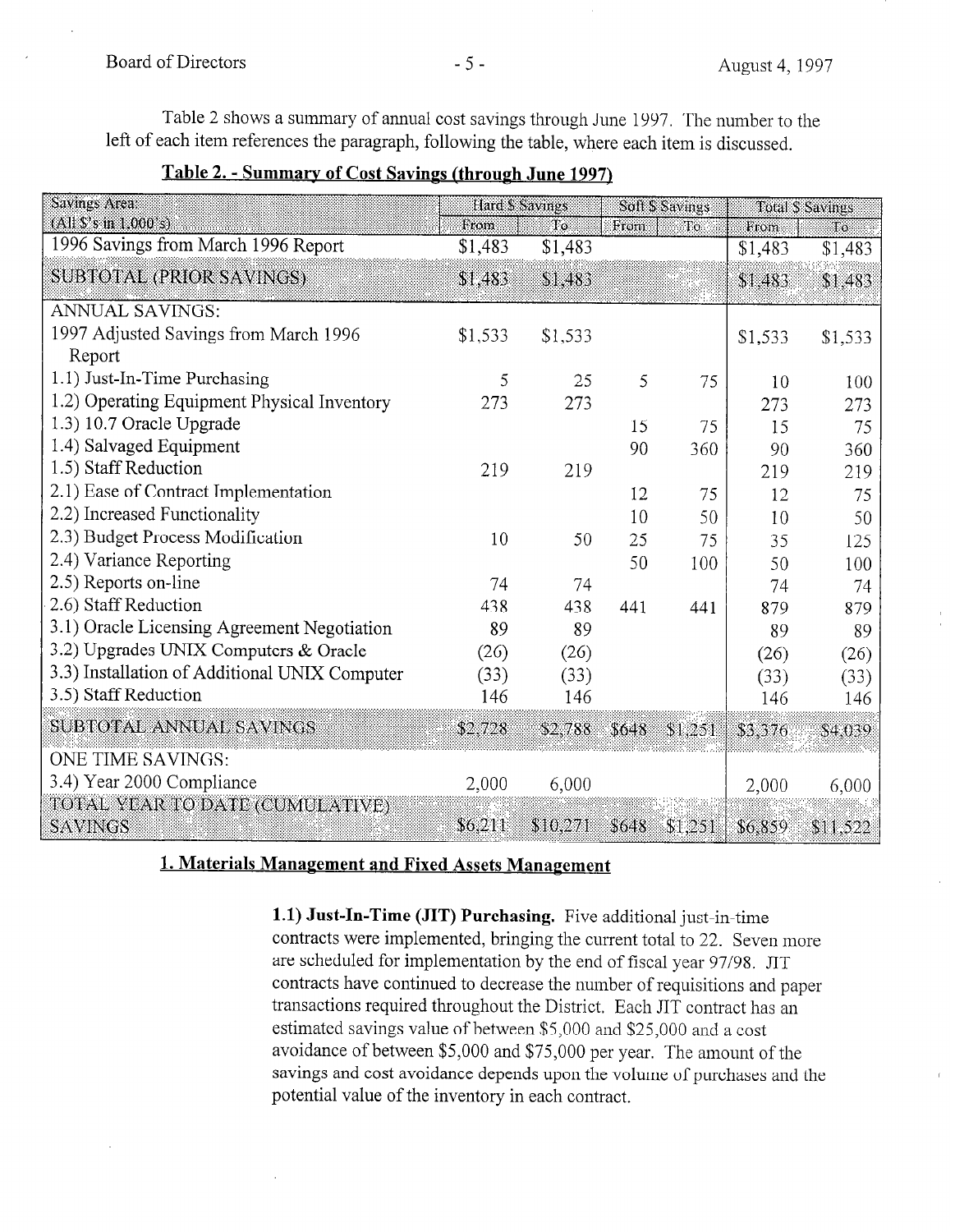Table 2 shows a summary of annual cost savings through June 1997. The number to the left of each item references the paragraph, following the table, where each item is discussed.

**Table 2. - Summary of Cost Savings (through June 1997)**

| Savings Area (All $'s in 1,000's) | Hard $ Savings | | Soft $ Savings | | Total $ Savings | |
|---|---|---|---|---|---|---|
| | From | To | From | To | From | To |
| 1996 Savings from March 1996 Report | $1,483 | $1,483 | | | $1,483 | $1,483 |
| SUBTOTAL (PRIOR SAVINGS) | $1,483 | $1,483 | | | $1,483 | $1,483 |
| ANNUAL SAVINGS: | | | | | | |
| 1997 Adjusted Savings from March 1996 Report | $1,533 | $1,533 | | | $1,533 | $1,533 |
| 1.1) Just-In-Time Purchasing | 5 | 25 | 5 | 75 | 10 | 100 |
| 1.2) Operating Equipment Physical Inventory | 273 | 273 | | | 273 | 273 |
| 1.3) 10.7 Oracle Upgrade | | | 15 | 75 | 15 | 75 |
| 1.4) Salvaged Equipment | | | 90 | 360 | 90 | 360 |
| 1.5) Staff Reduction | 219 | 219 | | | 219 | 219 |
| 2.1) Ease of Contract Implementation | | | 12 | 75 | 12 | 75 |
| 2.2) Increased Functionality | | | 10 | 50 | 10 | 50 |
| 2.3) Budget Process Modification | 10 | 50 | 25 | 75 | 35 | 125 |
| 2.4) Variance Reporting | | | 50 | 100 | 50 | 100 |
| 2.5) Reports on-line | 74 | 74 | | | 74 | 74 |
| 2.6) Staff Reduction | 438 | 438 | 441 | 441 | 879 | 879 |
| 3.1) Oracle Licensing Agreement Negotiation | 89 | 89 | | | 89 | 89 |
| 3.2) Upgrades UNIX Computers & Oracle | (26) | (26) | | | (26) | (26) |
| 3.3) Installation of Additional UNIX Computer | (33) | (33) | | | (33) | (33) |
| 3.5) Staff Reduction | 146 | 146 | | | 146 | 146 |
| SUBTOTAL ANNUAL SAVINGS | $2,728 | $2,788 | $648 | $1,251 | $3,376 | $4,039 |
| ONE TIME SAVINGS: | | | | | | |
| 3.4) Year 2000 Compliance | 2,000 | 6,000 | | | 2,000 | 6,000 |
| TOTAL YEAR TO DATE (CUMULATIVE) SAVINGS | $6,211 | $10,271 | $648 | $1,251 | $6,859 | $11,522 |

## 1. Materials Management and Fixed Assets Management

**1.1) Just-In-Time (JIT) Purchasing.** Five additional just-in-time contracts were implemented, bringing the current total to 22. Seven more are scheduled for implementation by the end of fiscal year 97/98. JIT contracts have continued to decrease the number of requisitions and paper transactions required throughout the District. Each JIT contract has an estimated savings value of between $5,000 and $25,000 and a cost avoidance of between $5,000 and $75,000 per year. The amount of the savings and cost avoidance depends upon the volume of purchases and the potential value of the inventory in each contract.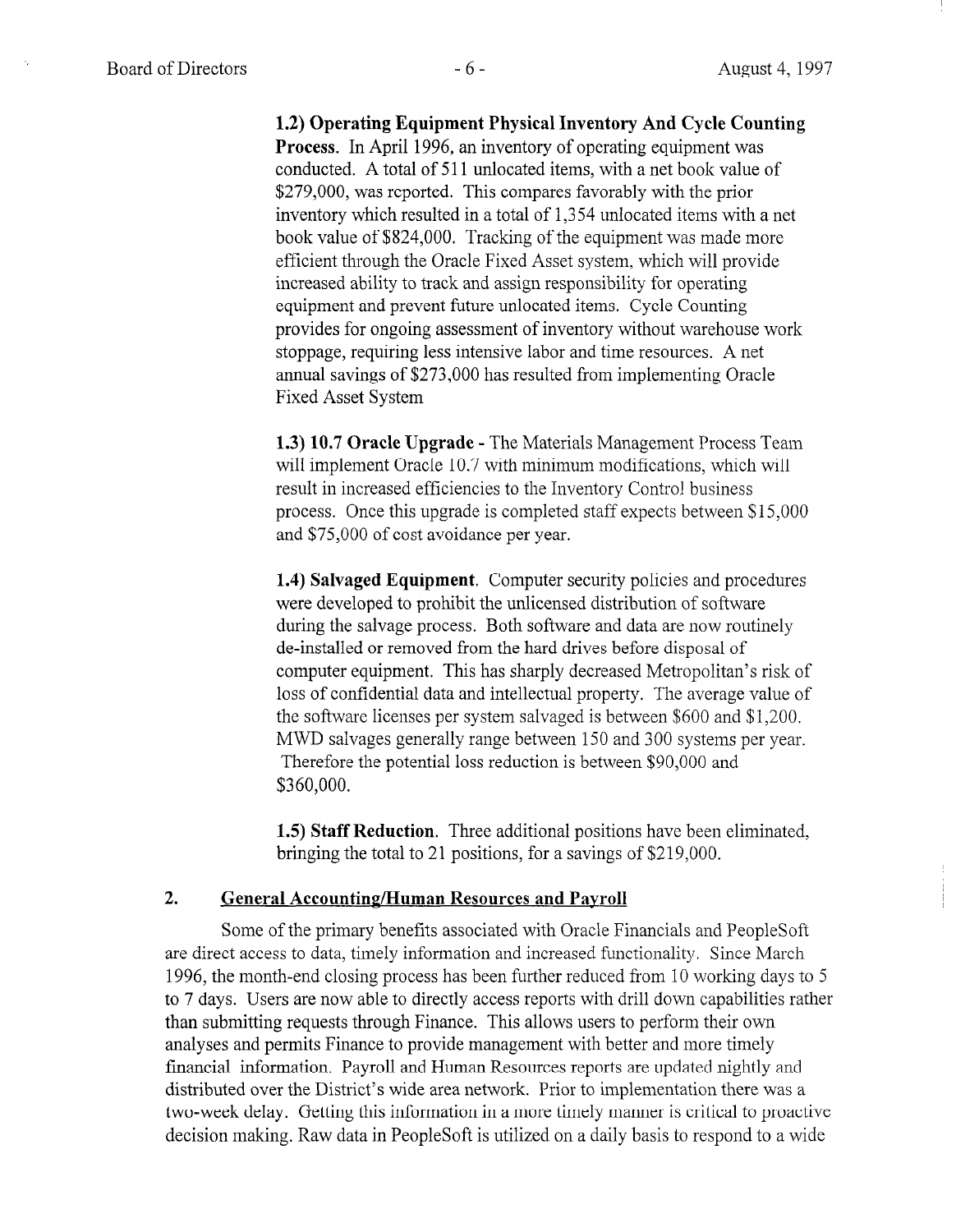**1.2) Operating Equipment Physical Inventory And Cycle Counting Process.** In April 1996, an inventory of operating equipment was conducted. A total of 511 unlocated items, with a net book value of $279,000, was reported. This compares favorably with the prior inventory which resulted in a total of 1,354 unlocated items with a net book value of $824,000. Tracking of the equipment was made more efficient through the Oracle Fixed Asset system, which will provide increased ability to track and assign responsibility for operating equipment and prevent future unlocated items. Cycle Counting provides for ongoing assessment of inventory without warehouse work stoppage, requiring less intensive labor and time resources. A net annual savings of $273,000 has resulted from implementing Oracle Fixed Asset System

**1.3) 10.7 Oracle Upgrade** - The Materials Management Process Team will implement Oracle 10.7 with minimum modifications, which will result in increased efficiencies to the Inventory Control business process. Once this upgrade is completed staff expects between $15,000 and $75,000 of cost avoidance per year.

**1.4) Salvaged Equipment**. Computer security policies and procedures were developed to prohibit the unlicensed distribution of software during the salvage process. Both software and data are now routinely de-installed or removed from the hard drives before disposal of computer equipment. This has sharply decreased Metropolitan's risk of loss of confidential data and intellectual property. The average value of the software licenses per system salvaged is between $600 and $1,200. MWD salvages generally range between 150 and 300 systems per year. Therefore the potential loss reduction is between $90,000 and $360,000.

**1.5) Staff Reduction**. Three additional positions have been eliminated, bringing the total to 21 positions, for a savings of $219,000.

## 2. General Accounting/Human Resources and Payroll

Some of the primary benefits associated with Oracle Financials and PeopleSoft are direct access to data, timely information and increased functionality. Since March 1996, the month-end closing process has been further reduced from 10 working days to 5 to 7 days. Users are now able to directly access reports with drill down capabilities rather than submitting requests through Finance. This allows users to perform their own analyses and permits Finance to provide management with better and more timely financial information. Payroll and Human Resources reports are updated nightly and distributed over the District's wide area network. Prior to implementation there was a two-week delay. Getting this information in a more timely manner is critical to proactive decision making. Raw data in PeopleSoft is utilized on a daily basis to respond to a wide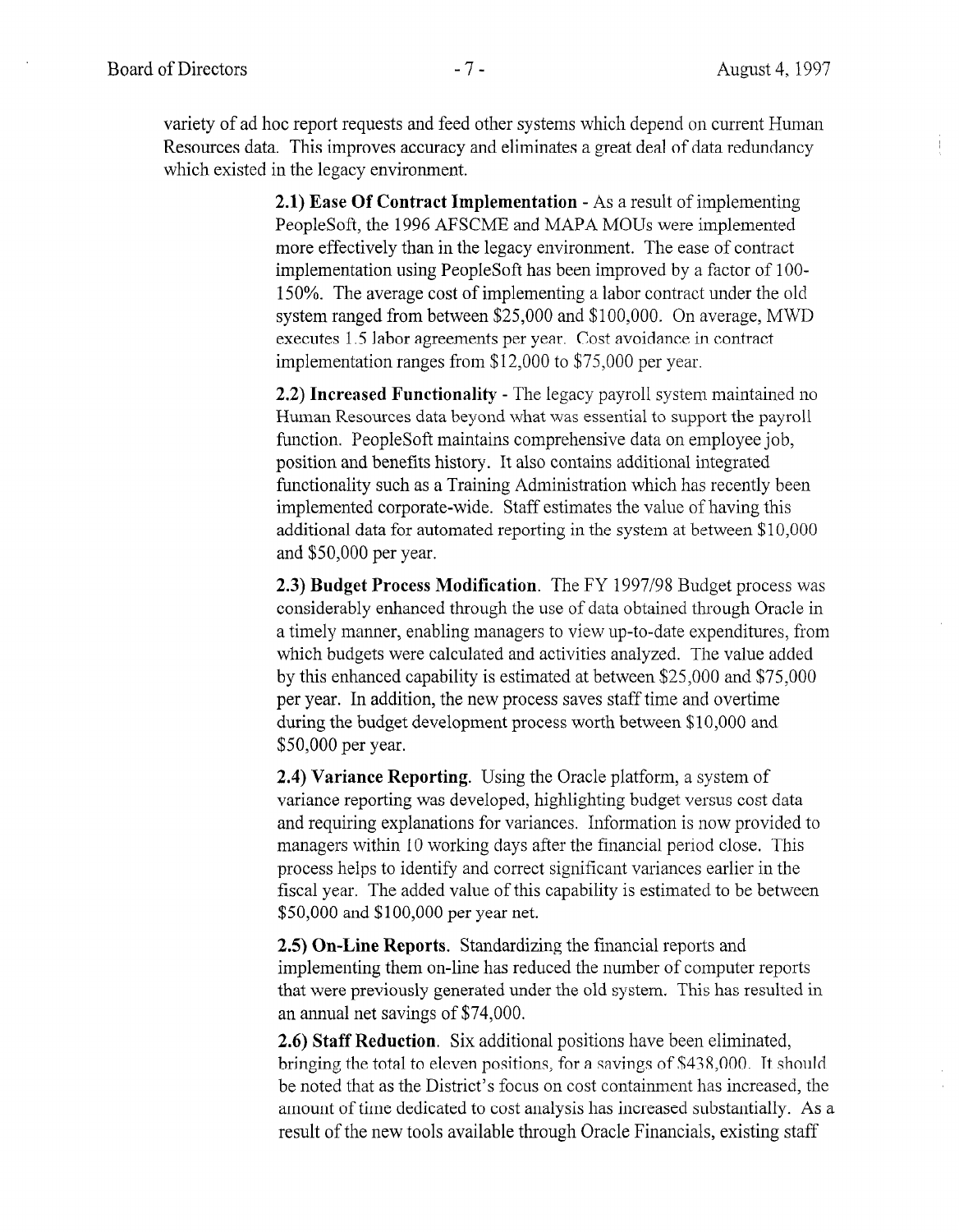variety of ad hoc report requests and feed other systems which depend on current Human Resources data. This improves accuracy and eliminates a great deal of data redundancy which existed in the legacy environment.

**2.1) Ease Of Contract Implementation** - As a result of implementing PeopleSoft, the 1996 AFSCME and MAPA MOUs were implemented more effectively than in the legacy environment. The ease of contract implementation using PeopleSoft has been improved by a factor of 100-150%. The average cost of implementing a labor contract under the old system ranged from between $25,000 and $100,000. On average, MWD executes 1.5 labor agreements per year. Cost avoidance in contract implementation ranges from $12,000 to $75,000 per year.

**2.2) Increased Functionality** - The legacy payroll system maintained no Human Resources data beyond what was essential to support the payroll function. PeopleSoft maintains comprehensive data on employee job, position and benefits history. It also contains additional integrated functionality such as a Training Administration which has recently been implemented corporate-wide. Staff estimates the value of having this additional data for automated reporting in the system at between $10,000 and $50,000 per year.

**2.3) Budget Process Modification**. The FY 1997/98 Budget process was considerably enhanced through the use of data obtained through Oracle in a timely manner, enabling managers to view up-to-date expenditures, from which budgets were calculated and activities analyzed. The value added by this enhanced capability is estimated at between $25,000 and $75,000 per year. In addition, the new process saves staff time and overtime during the budget development process worth between $10,000 and $50,000 per year.

**2.4) Variance Reporting**. Using the Oracle platform, a system of variance reporting was developed, highlighting budget versus cost data and requiring explanations for variances. Information is now provided to managers within 10 working days after the financial period close. This process helps to identify and correct significant variances earlier in the fiscal year. The added value of this capability is estimated to be between $50,000 and $100,000 per year net.

**2.5) On-Line Reports**. Standardizing the financial reports and implementing them on-line has reduced the number of computer reports that were previously generated under the old system. This has resulted in an annual net savings of $74,000.

**2.6) Staff Reduction**. Six additional positions have been eliminated, bringing the total to eleven positions, for a savings of $438,000. It should be noted that as the District's focus on cost containment has increased, the amount of time dedicated to cost analysis has increased substantially. As a result of the new tools available through Oracle Financials, existing staff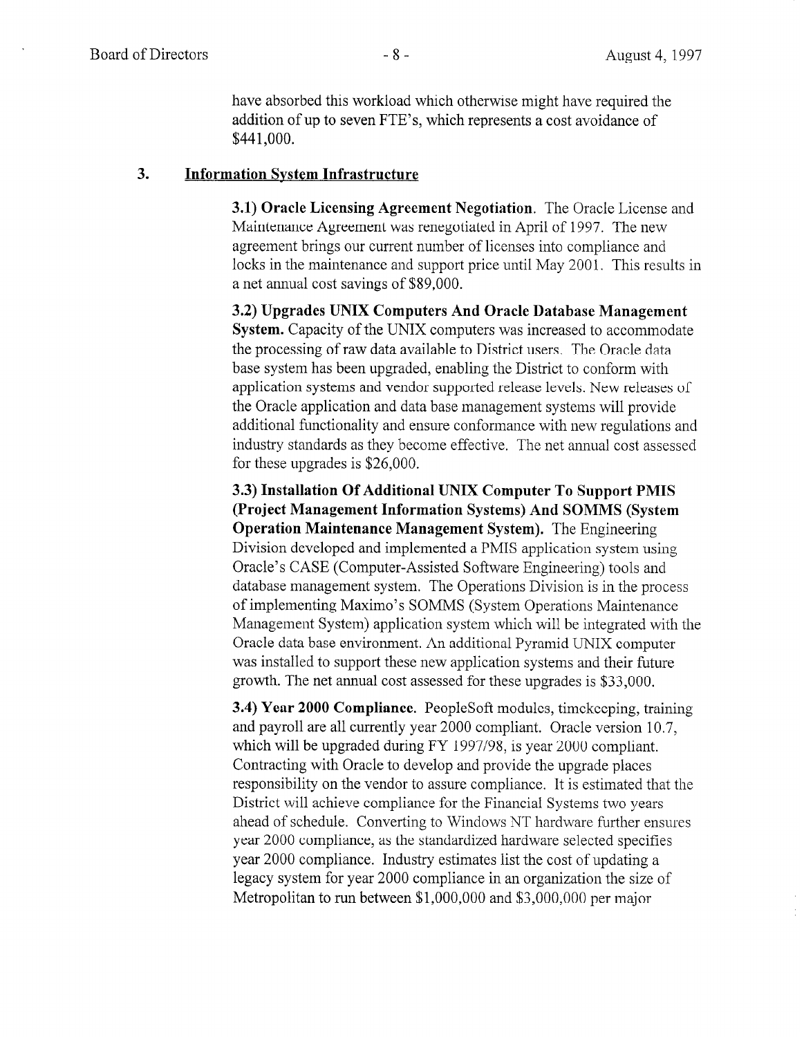have absorbed this workload which otherwise might have required the addition of up to seven FTE's, which represents a cost avoidance of $441,000.

## 3. Information System Infrastructure

**3.1) Oracle Licensing Agreement Negotiation.** The Oracle License and Maintenance Agreement was renegotiated in April of 1997. The new agreement brings our current number of licenses into compliance and locks in the maintenance and support price until May 2001. This results in a net annual cost savings of $89,000.

**3.2) Upgrades UNIX Computers And Oracle Database Management System.** Capacity of the UNIX computers was increased to accommodate the processing of raw data available to District users. The Oracle data base system has been upgraded, enabling the District to conform with application systems and vendor supported release levels. New releases of the Oracle application and data base management systems will provide additional functionality and ensure conformance with new regulations and industry standards as they become effective. The net annual cost assessed for these upgrades is $26,000.

**3.3) Installation Of Additional UNIX Computer To Support PMIS (Project Management Information Systems) And SOMMS (System Operation Maintenance Management System).** The Engineering Division developed and implemented a PMIS application system using Oracle's CASE (Computer-Assisted Software Engineering) tools and database management system. The Operations Division is in the process of implementing Maximo's SOMMS (System Operations Maintenance Management System) application system which will be integrated with the Oracle data base environment. An additional Pyramid UNIX computer was installed to support these new application systems and their future growth. The net annual cost assessed for these upgrades is $33,000.

**3.4) Year 2000 Compliance.** PeopleSoft modules, timekeeping, training and payroll are all currently year 2000 compliant. Oracle version 10.7, which will be upgraded during FY 1997/98, is year 2000 compliant. Contracting with Oracle to develop and provide the upgrade places responsibility on the vendor to assure compliance. It is estimated that the District will achieve compliance for the Financial Systems two years ahead of schedule. Converting to Windows NT hardware further ensures year 2000 compliance, as the standardized hardware selected specifies year 2000 compliance. Industry estimates list the cost of updating a legacy system for year 2000 compliance in an organization the size of Metropolitan to run between $1,000,000 and $3,000,000 per major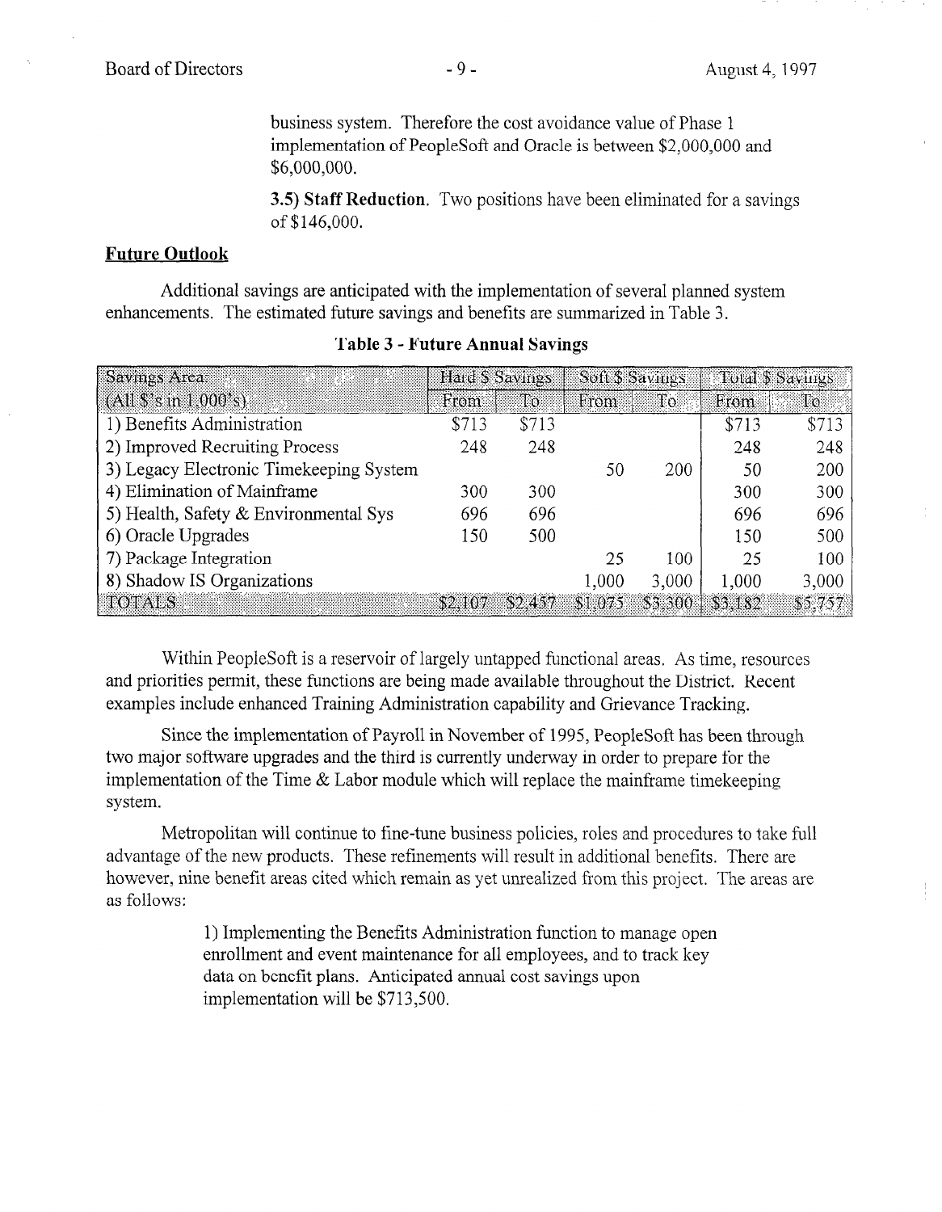business system. Therefore the cost avoidance value of Phase 1 implementation of PeopleSoft and Oracle is between $2,000,000 and $6,000,000.

**3.5) Staff Reduction.** Two positions have been eliminated for a savings of $146,000.

## Future Outlook

Additional savings are anticipated with the implementation of several planned system enhancements. The estimated future savings and benefits are summarized in Table 3.

**Table 3 - Future Annual Savings**

| Savings Area: | Hard $ Savings | | Soft $ Savings | | Total $ Savings | |
|---|---|---|---|---|---|---|
| (All $'s in 1,000's) | From | To | From | To | From | To |
| 1) Benefits Administration | $713 | $713 | | | $713 | $713 |
| 2) Improved Recruiting Process | 248 | 248 | | | 248 | 248 |
| 3) Legacy Electronic Timekeeping System | | | 50 | 200 | 50 | 200 |
| 4) Elimination of Mainframe | 300 | 300 | | | 300 | 300 |
| 5) Health, Safety & Environmental Sys | 696 | 696 | | | 696 | 696 |
| 6) Oracle Upgrades | 150 | 500 | | | 150 | 500 |
| 7) Package Integration | | | 25 | 100 | 25 | 100 |
| 8) Shadow IS Organizations | | | 1,000 | 3,000 | 1,000 | 3,000 |
| TOTALS | $2,107 | $2,457 | $1,075 | $3,300 | $3,182 | $5,757 |

Within PeopleSoft is a reservoir of largely untapped functional areas. As time, resources and priorities permit, these functions are being made available throughout the District. Recent examples include enhanced Training Administration capability and Grievance Tracking.

Since the implementation of Payroll in November of 1995, PeopleSoft has been through two major software upgrades and the third is currently underway in order to prepare for the implementation of the Time & Labor module which will replace the mainframe timekeeping system.

Metropolitan will continue to fine-tune business policies, roles and procedures to take full advantage of the new products. These refinements will result in additional benefits. There are however, nine benefit areas cited which remain as yet unrealized from this project. The areas are as follows:

1) Implementing the Benefits Administration function to manage open enrollment and event maintenance for all employees, and to track key data on benefit plans. Anticipated annual cost savings upon implementation will be $713,500.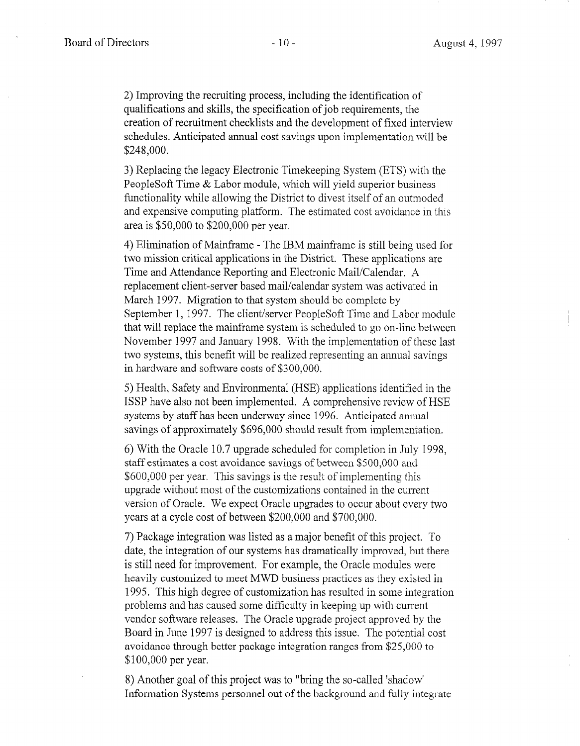2) Improving the recruiting process, including the identification of qualifications and skills, the specification of job requirements, the creation of recruitment checklists and the development of fixed interview schedules. Anticipated annual cost savings upon implementation will be $248,000.

3) Replacing the legacy Electronic Timekeeping System (ETS) with the PeopleSoft Time & Labor module, which will yield superior business functionality while allowing the District to divest itself of an outmoded and expensive computing platform. The estimated cost avoidance in this area is $50,000 to $200,000 per year.

4) Elimination of Mainframe - The IBM mainframe is still being used for two mission critical applications in the District. These applications are Time and Attendance Reporting and Electronic Mail/Calendar. A replacement client-server based mail/calendar system was activated in March 1997. Migration to that system should be complete by September 1, 1997. The client/server PeopleSoft Time and Labor module that will replace the mainframe system is scheduled to go on-line between November 1997 and January 1998. With the implementation of these last two systems, this benefit will be realized representing an annual savings in hardware and software costs of $300,000.

5) Health, Safety and Environmental (HSE) applications identified in the ISSP have also not been implemented. A comprehensive review of HSE systems by staff has been underway since 1996. Anticipated annual savings of approximately $696,000 should result from implementation.

6) With the Oracle 10.7 upgrade scheduled for completion in July 1998, staff estimates a cost avoidance savings of between $500,000 and $600,000 per year. This savings is the result of implementing this upgrade without most of the customizations contained in the current version of Oracle. We expect Oracle upgrades to occur about every two years at a cycle cost of between $200,000 and $700,000.

7) Package integration was listed as a major benefit of this project. To date, the integration of our systems has dramatically improved, but there is still need for improvement. For example, the Oracle modules were heavily customized to meet MWD business practices as they existed in 1995. This high degree of customization has resulted in some integration problems and has caused some difficulty in keeping up with current vendor software releases. The Oracle upgrade project approved by the Board in June 1997 is designed to address this issue. The potential cost avoidance through better package integration ranges from $25,000 to $100,000 per year.

8) Another goal of this project was to "bring the so-called 'shadow' Information Systems personnel out of the background and fully integrate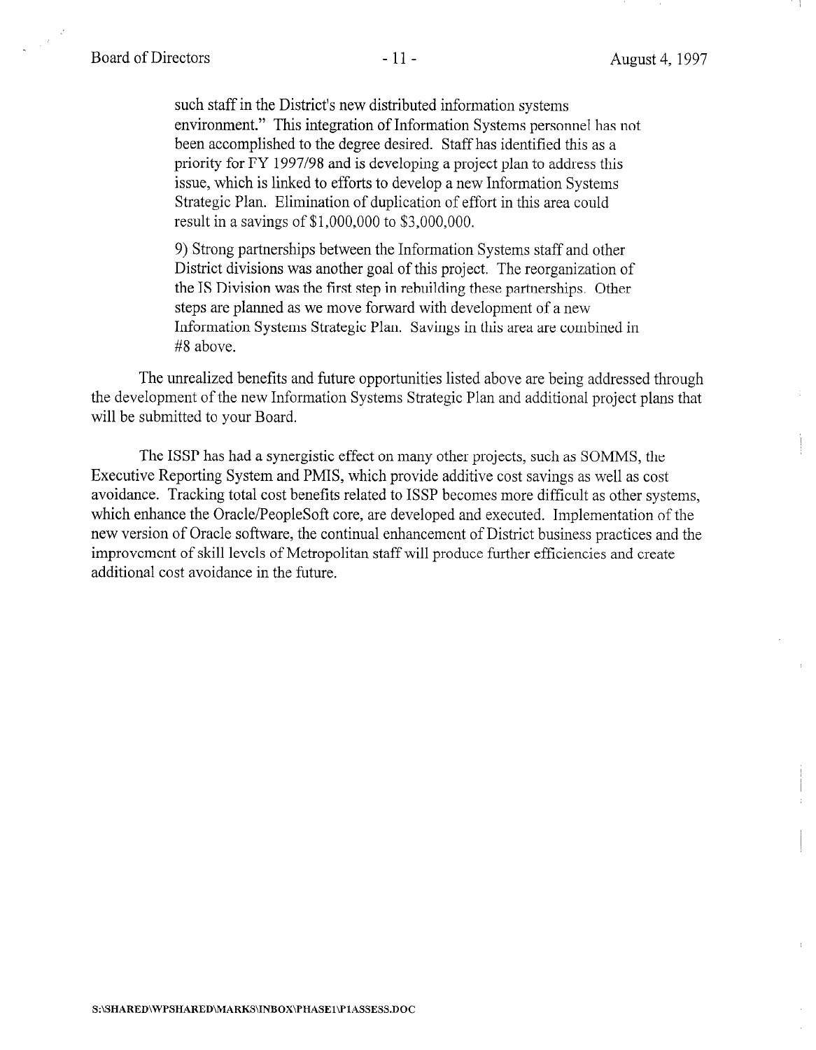such staff in the District's new distributed information systems environment." This integration of Information Systems personnel has not been accomplished to the degree desired. Staff has identified this as a priority for FY 1997/98 and is developing a project plan to address this issue, which is linked to efforts to develop a new Information Systems Strategic Plan. Elimination of duplication of effort in this area could result in a savings of $1,000,000 to $3,000,000.

9) Strong partnerships between the Information Systems staff and other District divisions was another goal of this project. The reorganization of the IS Division was the first step in rebuilding these partnerships. Other steps are planned as we move forward with development of a new Information Systems Strategic Plan. Savings in this area are combined in #8 above.

The unrealized benefits and future opportunities listed above are being addressed through the development of the new Information Systems Strategic Plan and additional project plans that will be submitted to your Board.

The ISSP has had a synergistic effect on many other projects, such as SOMMS, the Executive Reporting System and PMIS, which provide additive cost savings as well as cost avoidance. Tracking total cost benefits related to ISSP becomes more difficult as other systems, which enhance the Oracle/PeopleSoft core, are developed and executed. Implementation of the new version of Oracle software, the continual enhancement of District business practices and the improvement of skill levels of Metropolitan staff will produce further efficiencies and create additional cost avoidance in the future.

S:\SHARED\WPSHARED\MARKS\INBOX\PHASE1\P1ASSESS.DOC